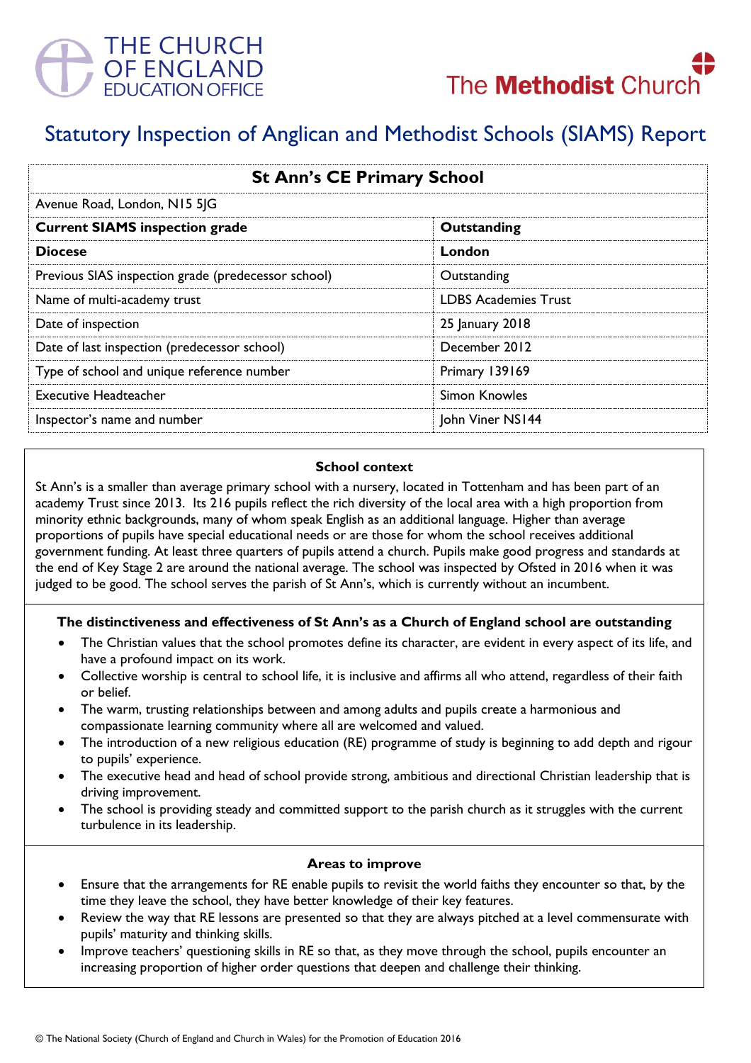THE CHURCH OF ENGLAND EDUCATION OFFICE

The Methodist Church

# Statutory Inspection of Anglican and Methodist Schools (SIAMS) Report

| St Ann's CE Primary School | |
|---|---|
| Avenue Road, London, N15 5JG | |
| **Current SIAMS inspection grade** | **Outstanding** |
| **Diocese** | **London** |
| Previous SIAS inspection grade (predecessor school) | Outstanding |
| Name of multi-academy trust | LDBS Academies Trust |
| Date of inspection | 25 January 2018 |
| Date of last inspection (predecessor school) | December 2012 |
| Type of school and unique reference number | Primary 139169 |
| Executive Headteacher | Simon Knowles |
| Inspector's name and number | John Viner NS144 |

### School context

St Ann's is a smaller than average primary school with a nursery, located in Tottenham and has been part of an academy Trust since 2013. Its 216 pupils reflect the rich diversity of the local area with a high proportion from minority ethnic backgrounds, many of whom speak English as an additional language. Higher than average proportions of pupils have special educational needs or are those for whom the school receives additional government funding. At least three quarters of pupils attend a church. Pupils make good progress and standards at the end of Key Stage 2 are around the national average. The school was inspected by Ofsted in 2016 when it was judged to be good. The school serves the parish of St Ann's, which is currently without an incumbent.

### The distinctiveness and effectiveness of St Ann's as a Church of England school are outstanding

- The Christian values that the school promotes define its character, are evident in every aspect of its life, and have a profound impact on its work.
- Collective worship is central to school life, it is inclusive and affirms all who attend, regardless of their faith or belief.
- The warm, trusting relationships between and among adults and pupils create a harmonious and compassionate learning community where all are welcomed and valued.
- The introduction of a new religious education (RE) programme of study is beginning to add depth and rigour to pupils' experience.
- The executive head and head of school provide strong, ambitious and directional Christian leadership that is driving improvement.
- The school is providing steady and committed support to the parish church as it struggles with the current turbulence in its leadership.

### Areas to improve

- Ensure that the arrangements for RE enable pupils to revisit the world faiths they encounter so that, by the time they leave the school, they have better knowledge of their key features.
- Review the way that RE lessons are presented so that they are always pitched at a level commensurate with pupils' maturity and thinking skills.
- Improve teachers' questioning skills in RE so that, as they move through the school, pupils encounter an increasing proportion of higher order questions that deepen and challenge their thinking.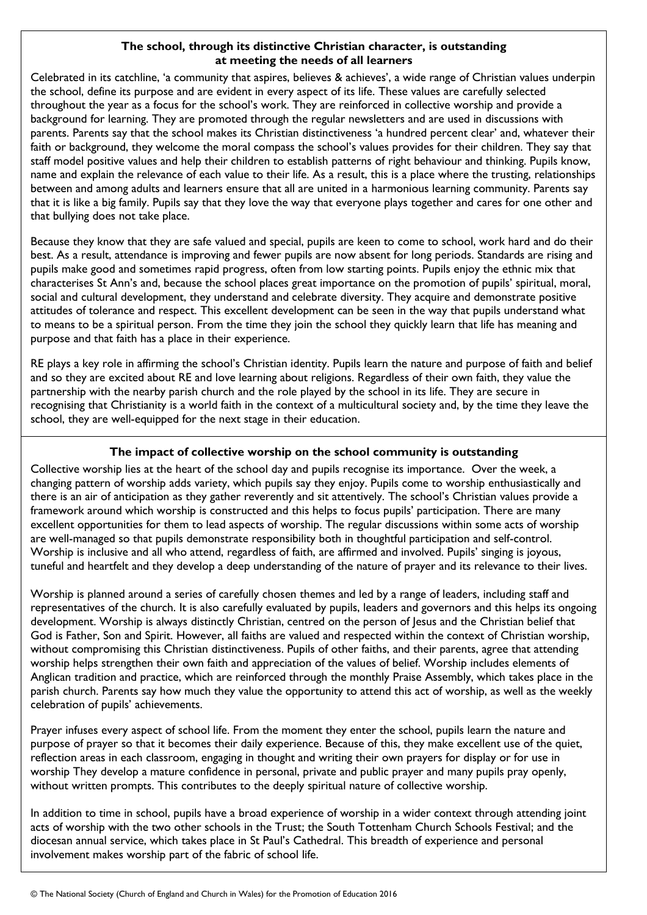## The school, through its distinctive Christian character, is outstanding at meeting the needs of all learners

Celebrated in its catchline, 'a community that aspires, believes & achieves', a wide range of Christian values underpin the school, define its purpose and are evident in every aspect of its life. These values are carefully selected throughout the year as a focus for the school's work. They are reinforced in collective worship and provide a background for learning. They are promoted through the regular newsletters and are used in discussions with parents. Parents say that the school makes its Christian distinctiveness 'a hundred percent clear' and, whatever their faith or background, they welcome the moral compass the school's values provides for their children. They say that staff model positive values and help their children to establish patterns of right behaviour and thinking. Pupils know, name and explain the relevance of each value to their life. As a result, this is a place where the trusting, relationships between and among adults and learners ensure that all are united in a harmonious learning community. Parents say that it is like a big family. Pupils say that they love the way that everyone plays together and cares for one other and that bullying does not take place.

Because they know that they are safe valued and special, pupils are keen to come to school, work hard and do their best. As a result, attendance is improving and fewer pupils are now absent for long periods. Standards are rising and pupils make good and sometimes rapid progress, often from low starting points. Pupils enjoy the ethnic mix that characterises St Ann's and, because the school places great importance on the promotion of pupils' spiritual, moral, social and cultural development, they understand and celebrate diversity. They acquire and demonstrate positive attitudes of tolerance and respect. This excellent development can be seen in the way that pupils understand what to means to be a spiritual person. From the time they join the school they quickly learn that life has meaning and purpose and that faith has a place in their experience.

RE plays a key role in affirming the school's Christian identity. Pupils learn the nature and purpose of faith and belief and so they are excited about RE and love learning about religions. Regardless of their own faith, they value the partnership with the nearby parish church and the role played by the school in its life. They are secure in recognising that Christianity is a world faith in the context of a multicultural society and, by the time they leave the school, they are well-equipped for the next stage in their education.

## The impact of collective worship on the school community is outstanding

Collective worship lies at the heart of the school day and pupils recognise its importance. Over the week, a changing pattern of worship adds variety, which pupils say they enjoy. Pupils come to worship enthusiastically and there is an air of anticipation as they gather reverently and sit attentively. The school's Christian values provide a framework around which worship is constructed and this helps to focus pupils' participation. There are many excellent opportunities for them to lead aspects of worship. The regular discussions within some acts of worship are well-managed so that pupils demonstrate responsibility both in thoughtful participation and self-control. Worship is inclusive and all who attend, regardless of faith, are affirmed and involved. Pupils' singing is joyous, tuneful and heartfelt and they develop a deep understanding of the nature of prayer and its relevance to their lives.

Worship is planned around a series of carefully chosen themes and led by a range of leaders, including staff and representatives of the church. It is also carefully evaluated by pupils, leaders and governors and this helps its ongoing development. Worship is always distinctly Christian, centred on the person of Jesus and the Christian belief that God is Father, Son and Spirit. However, all faiths are valued and respected within the context of Christian worship, without compromising this Christian distinctiveness. Pupils of other faiths, and their parents, agree that attending worship helps strengthen their own faith and appreciation of the values of belief. Worship includes elements of Anglican tradition and practice, which are reinforced through the monthly Praise Assembly, which takes place in the parish church. Parents say how much they value the opportunity to attend this act of worship, as well as the weekly celebration of pupils' achievements.

Prayer infuses every aspect of school life. From the moment they enter the school, pupils learn the nature and purpose of prayer so that it becomes their daily experience. Because of this, they make excellent use of the quiet, reflection areas in each classroom, engaging in thought and writing their own prayers for display or for use in worship They develop a mature confidence in personal, private and public prayer and many pupils pray openly, without written prompts. This contributes to the deeply spiritual nature of collective worship.

In addition to time in school, pupils have a broad experience of worship in a wider context through attending joint acts of worship with the two other schools in the Trust; the South Tottenham Church Schools Festival; and the diocesan annual service, which takes place in St Paul's Cathedral. This breadth of experience and personal involvement makes worship part of the fabric of school life.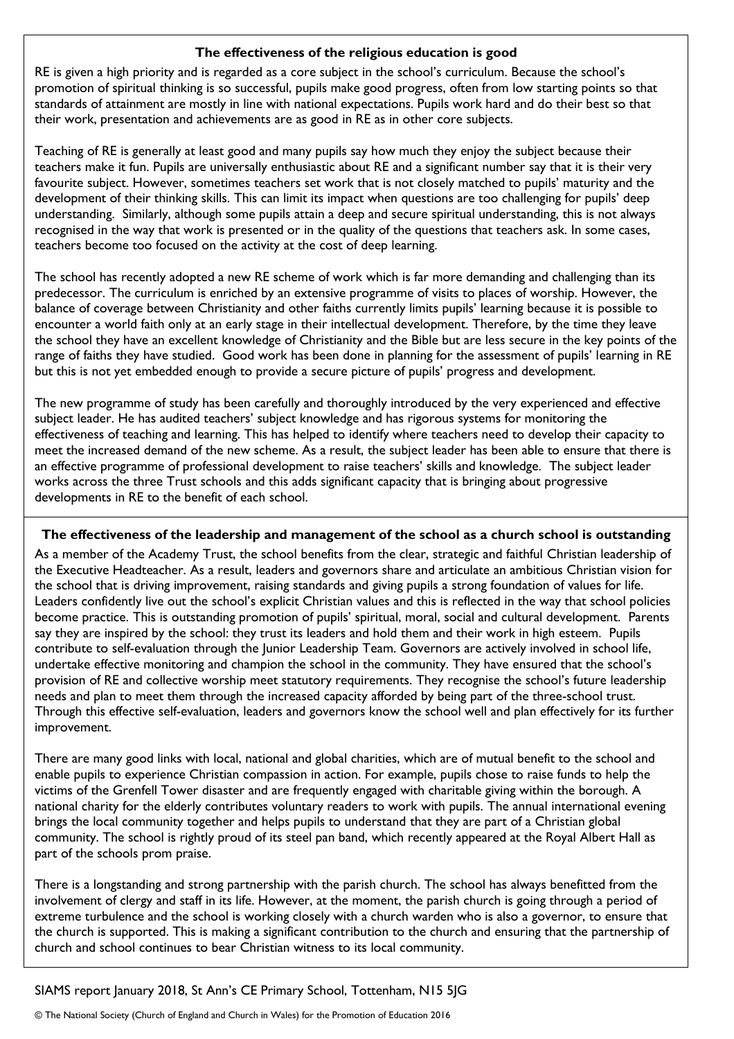## The effectiveness of the religious education is good

RE is given a high priority and is regarded as a core subject in the school's curriculum. Because the school's promotion of spiritual thinking is so successful, pupils make good progress, often from low starting points so that standards of attainment are mostly in line with national expectations. Pupils work hard and do their best so that their work, presentation and achievements are as good in RE as in other core subjects.

Teaching of RE is generally at least good and many pupils say how much they enjoy the subject because their teachers make it fun. Pupils are universally enthusiastic about RE and a significant number say that it is their very favourite subject. However, sometimes teachers set work that is not closely matched to pupils' maturity and the development of their thinking skills. This can limit its impact when questions are too challenging for pupils' deep understanding. Similarly, although some pupils attain a deep and secure spiritual understanding, this is not always recognised in the way that work is presented or in the quality of the questions that teachers ask. In some cases, teachers become too focused on the activity at the cost of deep learning.

The school has recently adopted a new RE scheme of work which is far more demanding and challenging than its predecessor. The curriculum is enriched by an extensive programme of visits to places of worship. However, the balance of coverage between Christianity and other faiths currently limits pupils' learning because it is possible to encounter a world faith only at an early stage in their intellectual development. Therefore, by the time they leave the school they have an excellent knowledge of Christianity and the Bible but are less secure in the key points of the range of faiths they have studied. Good work has been done in planning for the assessment of pupils' learning in RE but this is not yet embedded enough to provide a secure picture of pupils' progress and development.

The new programme of study has been carefully and thoroughly introduced by the very experienced and effective subject leader. He has audited teachers' subject knowledge and has rigorous systems for monitoring the effectiveness of teaching and learning. This has helped to identify where teachers need to develop their capacity to meet the increased demand of the new scheme. As a result, the subject leader has been able to ensure that there is an effective programme of professional development to raise teachers' skills and knowledge. The subject leader works across the three Trust schools and this adds significant capacity that is bringing about progressive developments in RE to the benefit of each school.

## The effectiveness of the leadership and management of the school as a church school is outstanding

As a member of the Academy Trust, the school benefits from the clear, strategic and faithful Christian leadership of the Executive Headteacher. As a result, leaders and governors share and articulate an ambitious Christian vision for the school that is driving improvement, raising standards and giving pupils a strong foundation of values for life. Leaders confidently live out the school's explicit Christian values and this is reflected in the way that school policies become practice. This is outstanding promotion of pupils' spiritual, moral, social and cultural development. Parents say they are inspired by the school: they trust its leaders and hold them and their work in high esteem. Pupils contribute to self-evaluation through the Junior Leadership Team. Governors are actively involved in school life, undertake effective monitoring and champion the school in the community. They have ensured that the school's provision of RE and collective worship meet statutory requirements. They recognise the school's future leadership needs and plan to meet them through the increased capacity afforded by being part of the three-school trust. Through this effective self-evaluation, leaders and governors know the school well and plan effectively for its further improvement.

There are many good links with local, national and global charities, which are of mutual benefit to the school and enable pupils to experience Christian compassion in action. For example, pupils chose to raise funds to help the victims of the Grenfell Tower disaster and are frequently engaged with charitable giving within the borough. A national charity for the elderly contributes voluntary readers to work with pupils. The annual international evening brings the local community together and helps pupils to understand that they are part of a Christian global community. The school is rightly proud of its steel pan band, which recently appeared at the Royal Albert Hall as part of the schools prom praise.

There is a longstanding and strong partnership with the parish church. The school has always benefitted from the involvement of clergy and staff in its life. However, at the moment, the parish church is going through a period of extreme turbulence and the school is working closely with a church warden who is also a governor, to ensure that the church is supported. This is making a significant contribution to the church and ensuring that the partnership of church and school continues to bear Christian witness to its local community.

SIAMS report January 2018, St Ann's CE Primary School, Tottenham, N15 5JG

© The National Society (Church of England and Church in Wales) for the Promotion of Education 2016